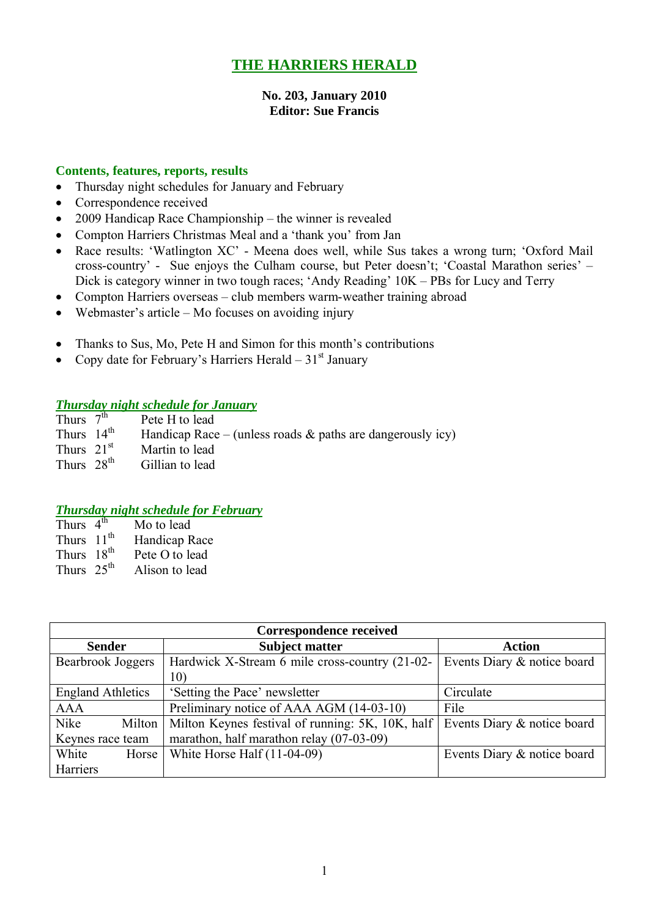# THE HARRIERS HERALD

**No. 203, January 2010**
**Editor: Sue Francis**

### Contents, features, reports, results

- Thursday night schedules for January and February
- Correspondence received
- 2009 Handicap Race Championship – the winner is revealed
- Compton Harriers Christmas Meal and a 'thank you' from Jan
- Race results: 'Watlington XC' - Meena does well, while Sus takes a wrong turn; 'Oxford Mail cross-country' - Sue enjoys the Culham course, but Peter doesn't; 'Coastal Marathon series' – Dick is category winner in two tough races; 'Andy Reading' 10K – PBs for Lucy and Terry
- Compton Harriers overseas – club members warm-weather training abroad
- Webmaster's article – Mo focuses on avoiding injury

- Thanks to Sus, Mo, Pete H and Simon for this month's contributions
- Copy date for February's Harriers Herald – 31st January

### *Thursday night schedule for January*

Thurs 7th Pete H to lead
Thurs 14th Handicap Race – (unless roads & paths are dangerously icy)
Thurs 21st Martin to lead
Thurs 28th Gillian to lead

### *Thursday night schedule for February*

Thurs 4th Mo to lead
Thurs 11th Handicap Race
Thurs 18th Pete O to lead
Thurs 25th Alison to lead

**Correspondence received**

| Sender | Subject matter | Action |
|---|---|---|
| Bearbrook Joggers | Hardwick X-Stream 6 mile cross-country (21-02-10) | Events Diary & notice board |
| England Athletics | 'Setting the Pace' newsletter | Circulate |
| AAA | Preliminary notice of AAA AGM (14-03-10) | File |
| Nike Milton Keynes race team | Milton Keynes festival of running: 5K, 10K, half marathon, half marathon relay (07-03-09) | Events Diary & notice board |
| White Horse Harriers | White Horse Half (11-04-09) | Events Diary & notice board |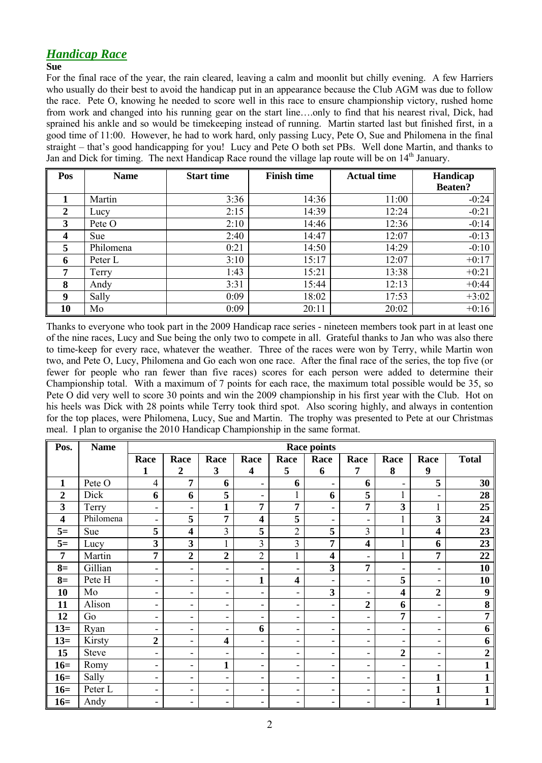## *Handicap Race*

**Sue**

For the final race of the year, the rain cleared, leaving a calm and moonlit but chilly evening. A few Harriers who usually do their best to avoid the handicap put in an appearance because the Club AGM was due to follow the race. Pete O, knowing he needed to score well in this race to ensure championship victory, rushed home from work and changed into his running gear on the start line….only to find that his nearest rival, Dick, had sprained his ankle and so would be timekeeping instead of running. Martin started last but finished first, in a good time of 11:00. However, he had to work hard, only passing Lucy, Pete O, Sue and Philomena in the final straight – that's good handicapping for you! Lucy and Pete O both set PBs. Well done Martin, and thanks to Jan and Dick for timing. The next Handicap Race round the village lap route will be on 14th January.

| Pos | Name | Start time | Finish time | Actual time | Handicap Beaten? |
|---|---|---|---|---|---|
| 1 | Martin | 3:36 | 14:36 | 11:00 | -0:24 |
| 2 | Lucy | 2:15 | 14:39 | 12:24 | -0:21 |
| 3 | Pete O | 2:10 | 14:46 | 12:36 | -0:14 |
| 4 | Sue | 2:40 | 14:47 | 12:07 | -0:13 |
| 5 | Philomena | 0:21 | 14:50 | 14:29 | -0:10 |
| 6 | Peter L | 3:10 | 15:17 | 12:07 | +0:17 |
| 7 | Terry | 1:43 | 15:21 | 13:38 | +0:21 |
| 8 | Andy | 3:31 | 15:44 | 12:13 | +0:44 |
| 9 | Sally | 0:09 | 18:02 | 17:53 | +3:02 |
| 10 | Mo | 0:09 | 20:11 | 20:02 | +0:16 |

Thanks to everyone who took part in the 2009 Handicap race series - nineteen members took part in at least one of the nine races, Lucy and Sue being the only two to compete in all. Grateful thanks to Jan who was also there to time-keep for every race, whatever the weather. Three of the races were won by Terry, while Martin won two, and Pete O, Lucy, Philomena and Go each won one race. After the final race of the series, the top five (or fewer for people who ran fewer than five races) scores for each person were added to determine their Championship total. With a maximum of 7 points for each race, the maximum total possible would be 35, so Pete O did very well to score 30 points and win the 2009 championship in his first year with the Club. Hot on his heels was Dick with 28 points while Terry took third spot. Also scoring highly, and always in contention for the top places, were Philomena, Lucy, Sue and Martin. The trophy was presented to Pete at our Christmas meal. I plan to organise the 2010 Handicap Championship in the same format.

| Pos. | Name | Race points | | | | | | | | | |
|---|---|---|---|---|---|---|---|---|---|---|---|
| | | Race 1 | Race 2 | Race 3 | Race 4 | Race 5 | Race 6 | Race 7 | Race 8 | Race 9 | Total |
| 1 | Pete O | 4 | **7** | **6** | - | **6** | - | **6** | - | **5** | **30** |
| 2 | Dick | **6** | **6** | **5** | - | 1 | **6** | **5** | 1 | - | **28** |
| 3 | Terry | - | - | **1** | **7** | **7** | - | **7** | **3** | 1 | **25** |
| 4 | Philomena | - | **5** | **7** | **4** | **5** | - | - | 1 | **3** | **24** |
| 5= | Sue | **5** | **4** | 3 | **5** | 2 | **5** | 3 | 1 | **4** | **23** |
| 5= | Lucy | **3** | **3** | 1 | 3 | 3 | **7** | **4** | 1 | **6** | **23** |
| 7 | Martin | **7** | **2** | **2** | 2 | 1 | **4** | - | 1 | **7** | **22** |
| 8= | Gillian | - | - | - | - | - | **3** | **7** | - | - | **10** |
| 8= | Pete H | - | - | - | **1** | **4** | - | - | **5** | - | **10** |
| 10 | Mo | - | - | - | - | - | **3** | - | **4** | **2** | **9** |
| 11 | Alison | - | - | - | - | - | - | **2** | **6** | - | **8** |
| 12 | Go | - | - | - | - | - | - | - | **7** | - | **7** |
| 13= | Ryan | - | - | - | **6** | - | - | - | - | - | **6** |
| 13= | Kirsty | **2** | - | **4** | - | - | - | - | - | - | **6** |
| 15 | Steve | - | - | - | - | - | - | - | **2** | - | **2** |
| 16= | Romy | - | - | **1** | - | - | - | - | - | - | **1** |
| 16= | Sally | - | - | - | - | - | - | - | - | **1** | **1** |
| 16= | Peter L | - | - | - | - | - | - | - | - | **1** | **1** |
| 16= | Andy | - | - | - | - | - | - | - | - | **1** | **1** |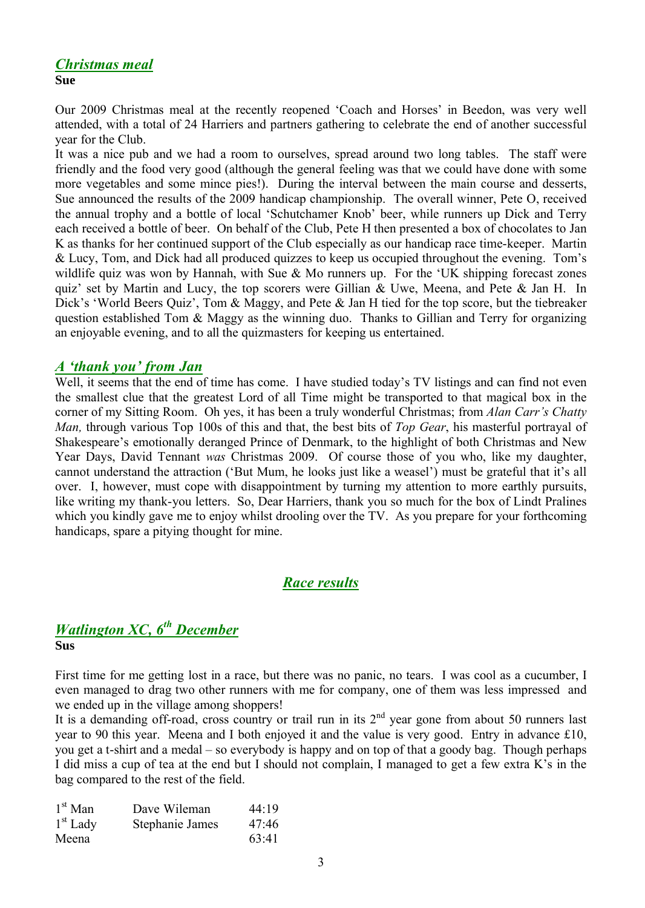## *Christmas meal*

**Sue**

Our 2009 Christmas meal at the recently reopened 'Coach and Horses' in Beedon, was very well attended, with a total of 24 Harriers and partners gathering to celebrate the end of another successful year for the Club.

It was a nice pub and we had a room to ourselves, spread around two long tables. The staff were friendly and the food very good (although the general feeling was that we could have done with some more vegetables and some mince pies!). During the interval between the main course and desserts, Sue announced the results of the 2009 handicap championship. The overall winner, Pete O, received the annual trophy and a bottle of local 'Schutchamer Knob' beer, while runners up Dick and Terry each received a bottle of beer. On behalf of the Club, Pete H then presented a box of chocolates to Jan K as thanks for her continued support of the Club especially as our handicap race time-keeper. Martin & Lucy, Tom, and Dick had all produced quizzes to keep us occupied throughout the evening. Tom's wildlife quiz was won by Hannah, with Sue & Mo runners up. For the 'UK shipping forecast zones quiz' set by Martin and Lucy, the top scorers were Gillian & Uwe, Meena, and Pete & Jan H. In Dick's 'World Beers Quiz', Tom & Maggy, and Pete & Jan H tied for the top score, but the tiebreaker question established Tom & Maggy as the winning duo. Thanks to Gillian and Terry for organizing an enjoyable evening, and to all the quizmasters for keeping us entertained.

## *A 'thank you' from Jan*

Well, it seems that the end of time has come. I have studied today's TV listings and can find not even the smallest clue that the greatest Lord of all Time might be transported to that magical box in the corner of my Sitting Room. Oh yes, it has been a truly wonderful Christmas; from *Alan Carr's Chatty Man,* through various Top 100s of this and that, the best bits of *Top Gear*, his masterful portrayal of Shakespeare's emotionally deranged Prince of Denmark, to the highlight of both Christmas and New Year Days, David Tennant *was* Christmas 2009. Of course those of you who, like my daughter, cannot understand the attraction ('But Mum, he looks just like a weasel') must be grateful that it's all over. I, however, must cope with disappointment by turning my attention to more earthly pursuits, like writing my thank-you letters. So, Dear Harriers, thank you so much for the box of Lindt Pralines which you kindly gave me to enjoy whilst drooling over the TV. As you prepare for your forthcoming handicaps, spare a pitying thought for mine.

# *Race results*

## *Watlington XC, 6th December*

**Sus**

First time for me getting lost in a race, but there was no panic, no tears. I was cool as a cucumber, I even managed to drag two other runners with me for company, one of them was less impressed and we ended up in the village among shoppers!

It is a demanding off-road, cross country or trail run in its 2nd year gone from about 50 runners last year to 90 this year. Meena and I both enjoyed it and the value is very good. Entry in advance £10, you get a t-shirt and a medal – so everybody is happy and on top of that a goody bag. Though perhaps I did miss a cup of tea at the end but I should not complain, I managed to get a few extra K's in the bag compared to the rest of the field.

| | | |
|---|---|---|
| 1st Man | Dave Wileman | 44:19 |
| 1st Lady | Stephanie James | 47:46 |
| Meena | | 63:41 |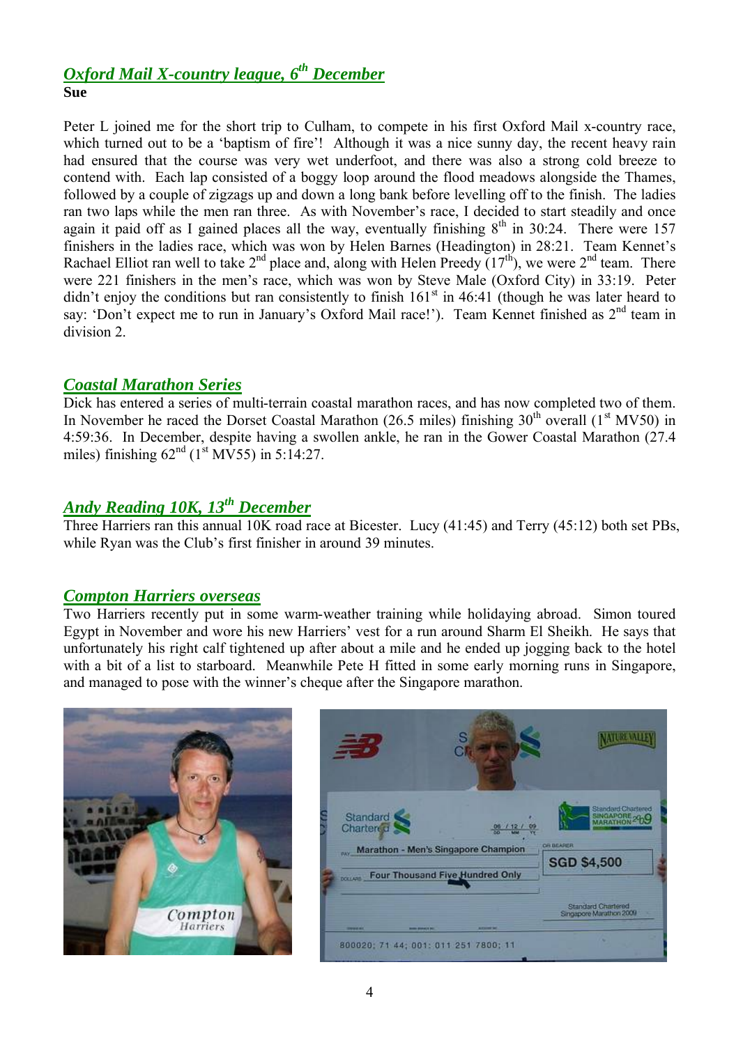## *Oxford Mail X-country league, 6th December*

**Sue**

Peter L joined me for the short trip to Culham, to compete in his first Oxford Mail x-country race, which turned out to be a 'baptism of fire'! Although it was a nice sunny day, the recent heavy rain had ensured that the course was very wet underfoot, and there was also a strong cold breeze to contend with. Each lap consisted of a boggy loop around the flood meadows alongside the Thames, followed by a couple of zigzags up and down a long bank before levelling off to the finish. The ladies ran two laps while the men ran three. As with November's race, I decided to start steadily and once again it paid off as I gained places all the way, eventually finishing 8th in 30:24. There were 157 finishers in the ladies race, which was won by Helen Barnes (Headington) in 28:21. Team Kennet's Rachael Elliot ran well to take 2nd place and, along with Helen Preedy (17th), we were 2nd team. There were 221 finishers in the men's race, which was won by Steve Male (Oxford City) in 33:19. Peter didn't enjoy the conditions but ran consistently to finish 161st in 46:41 (though he was later heard to say: 'Don't expect me to run in January's Oxford Mail race!'). Team Kennet finished as 2nd team in division 2.

## *Coastal Marathon Series*

Dick has entered a series of multi-terrain coastal marathon races, and has now completed two of them. In November he raced the Dorset Coastal Marathon (26.5 miles) finishing 30th overall (1st MV50) in 4:59:36. In December, despite having a swollen ankle, he ran in the Gower Coastal Marathon (27.4 miles) finishing 62nd (1st MV55) in 5:14:27.

## *Andy Reading 10K, 13th December*

Three Harriers ran this annual 10K road race at Bicester. Lucy (41:45) and Terry (45:12) both set PBs, while Ryan was the Club's first finisher in around 39 minutes.

## *Compton Harriers overseas*

Two Harriers recently put in some warm-weather training while holidaying abroad. Simon toured Egypt in November and wore his new Harriers' vest for a run around Sharm El Sheikh. He says that unfortunately his right calf tightened up after about a mile and he ended up jogging back to the hotel with a bit of a list to starboard. Meanwhile Pete H fitted in some early morning runs in Singapore, and managed to pose with the winner's cheque after the Singapore marathon.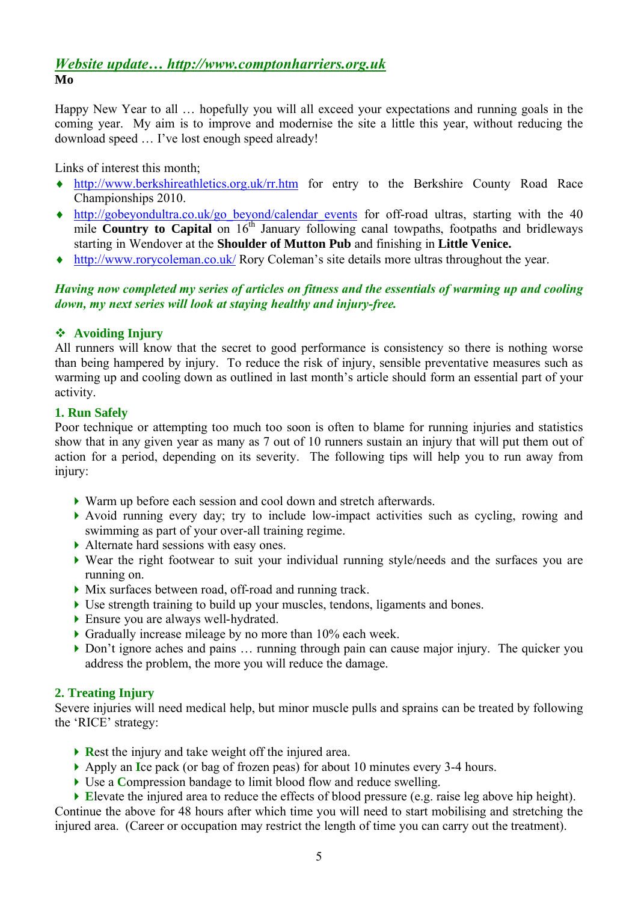## *Website update… http://www.comptonharriers.org.uk*

**Mo**

Happy New Year to all … hopefully you will all exceed your expectations and running goals in the coming year. My aim is to improve and modernise the site a little this year, without reducing the download speed … I've lost enough speed already!

Links of interest this month;

- http://www.berkshireathletics.org.uk/rr.htm for entry to the Berkshire County Road Race Championships 2010.
- http://gobeyondultra.co.uk/go_beyond/calendar_events for off-road ultras, starting with the 40 mile **Country to Capital** on 16th January following canal towpaths, footpaths and bridleways starting in Wendover at the **Shoulder of Mutton Pub** and finishing in **Little Venice.**
- http://www.rorycoleman.co.uk/ Rory Coleman's site details more ultras throughout the year.

***Having now completed my series of articles on fitness and the essentials of warming up and cooling down, my next series will look at staying healthy and injury-free.***

### ❖ Avoiding Injury

All runners will know that the secret to good performance is consistency so there is nothing worse than being hampered by injury. To reduce the risk of injury, sensible preventative measures such as warming up and cooling down as outlined in last month's article should form an essential part of your activity.

#### 1. Run Safely

Poor technique or attempting too much too soon is often to blame for running injuries and statistics show that in any given year as many as 7 out of 10 runners sustain an injury that will put them out of action for a period, depending on its severity. The following tips will help you to run away from injury:

- Warm up before each session and cool down and stretch afterwards.
- Avoid running every day; try to include low-impact activities such as cycling, rowing and swimming as part of your over-all training regime.
- Alternate hard sessions with easy ones.
- Wear the right footwear to suit your individual running style/needs and the surfaces you are running on.
- Mix surfaces between road, off-road and running track.
- Use strength training to build up your muscles, tendons, ligaments and bones.
- Ensure you are always well-hydrated.
- Gradually increase mileage by no more than 10% each week.
- Don't ignore aches and pains … running through pain can cause major injury. The quicker you address the problem, the more you will reduce the damage.

#### 2. Treating Injury

Severe injuries will need medical help, but minor muscle pulls and sprains can be treated by following the 'RICE' strategy:

- **R**est the injury and take weight off the injured area.
- Apply an **I**ce pack (or bag of frozen peas) for about 10 minutes every 3-4 hours.
- Use a **C**ompression bandage to limit blood flow and reduce swelling.
- **E**levate the injured area to reduce the effects of blood pressure (e.g. raise leg above hip height).

Continue the above for 48 hours after which time you will need to start mobilising and stretching the injured area. (Career or occupation may restrict the length of time you can carry out the treatment).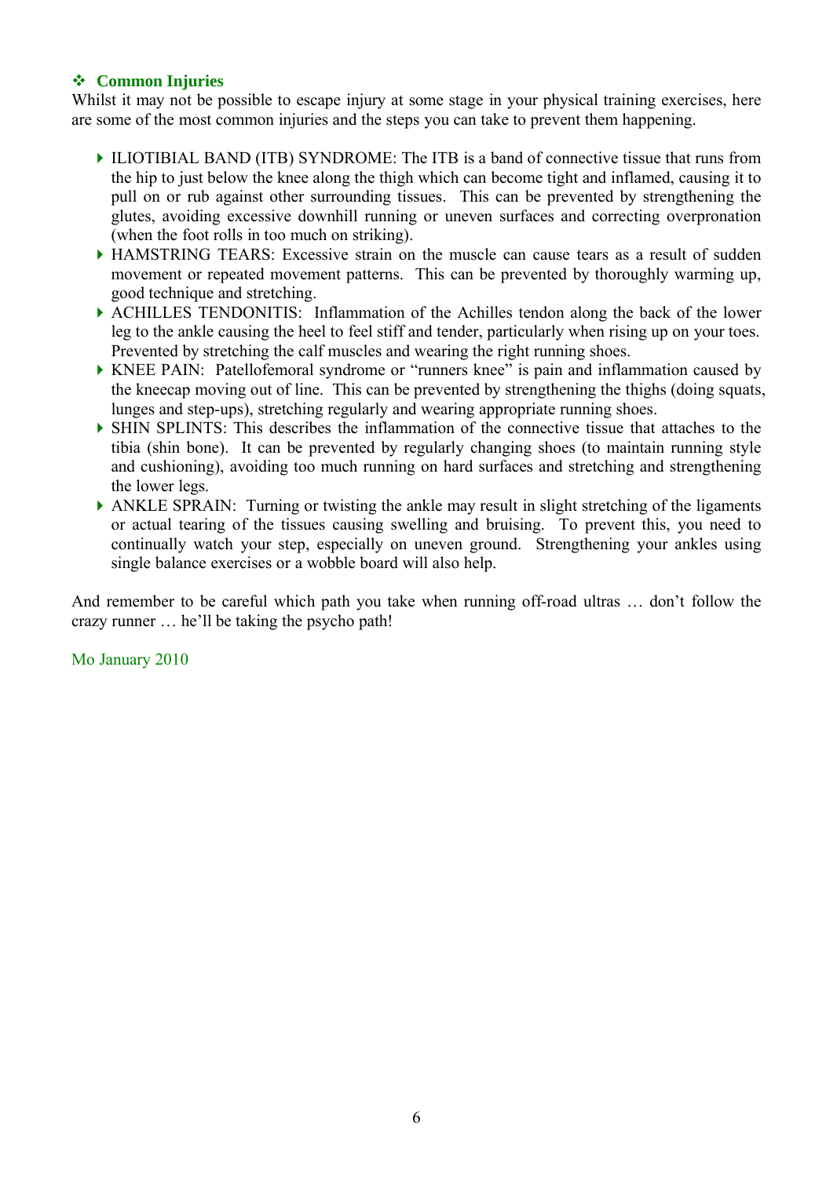## ❖ Common Injuries

Whilst it may not be possible to escape injury at some stage in your physical training exercises, here are some of the most common injuries and the steps you can take to prevent them happening.

- ILIOTIBIAL BAND (ITB) SYNDROME: The ITB is a band of connective tissue that runs from the hip to just below the knee along the thigh which can become tight and inflamed, causing it to pull on or rub against other surrounding tissues. This can be prevented by strengthening the glutes, avoiding excessive downhill running or uneven surfaces and correcting overpronation (when the foot rolls in too much on striking).
- HAMSTRING TEARS: Excessive strain on the muscle can cause tears as a result of sudden movement or repeated movement patterns. This can be prevented by thoroughly warming up, good technique and stretching.
- ACHILLES TENDONITIS: Inflammation of the Achilles tendon along the back of the lower leg to the ankle causing the heel to feel stiff and tender, particularly when rising up on your toes. Prevented by stretching the calf muscles and wearing the right running shoes.
- KNEE PAIN: Patellofemoral syndrome or "runners knee" is pain and inflammation caused by the kneecap moving out of line. This can be prevented by strengthening the thighs (doing squats, lunges and step-ups), stretching regularly and wearing appropriate running shoes.
- SHIN SPLINTS: This describes the inflammation of the connective tissue that attaches to the tibia (shin bone). It can be prevented by regularly changing shoes (to maintain running style and cushioning), avoiding too much running on hard surfaces and stretching and strengthening the lower legs.
- ANKLE SPRAIN: Turning or twisting the ankle may result in slight stretching of the ligaments or actual tearing of the tissues causing swelling and bruising. To prevent this, you need to continually watch your step, especially on uneven ground. Strengthening your ankles using single balance exercises or a wobble board will also help.

And remember to be careful which path you take when running off-road ultras … don't follow the crazy runner … he'll be taking the psycho path!

Mo January 2010